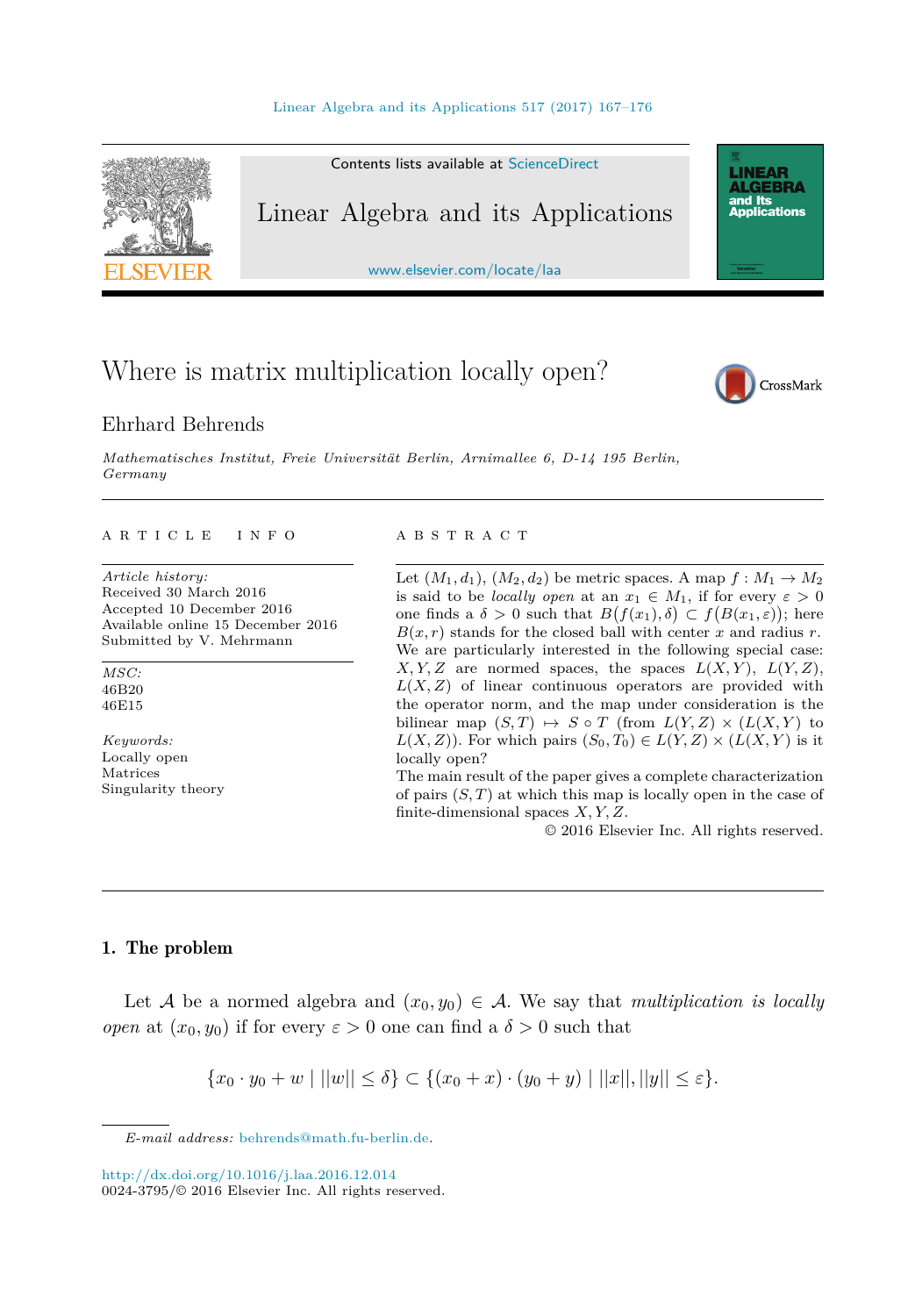# Where is matrix multiplication locally open?

Ehrhard Behrends

*Mathematisches Institut, Freie Universität Berlin, Arnimallee 6, D-14 195 Berlin, Germany*

---

A R T I C L E  I N F O

*Article history:*
Received 30 March 2016
Accepted 10 December 2016
Available online 15 December 2016
Submitted by V. Mehrmann

*MSC:*
46B20
46E15

*Keywords:*
Locally open
Matrices
Singularity theory

A B S T R A C T

Let $(M_1, d_1)$, $(M_2, d_2)$ be metric spaces. A map $f : M_1 \to M_2$ is said to be *locally open* at an $x_1 \in M_1$, if for every $\varepsilon > 0$ one finds a $\delta > 0$ such that $B\big(f(x_1), \delta\big) \subset f\big(B(x_1, \varepsilon)\big)$; here $B(x, r)$ stands for the closed ball with center $x$ and radius $r$. We are particularly interested in the following special case: $X, Y, Z$ are normed spaces, the spaces $L(X, Y)$, $L(Y, Z)$, $L(X, Z)$ of linear continuous operators are provided with the operator norm, and the map under consideration is the bilinear map $(S, T) \mapsto S \circ T$ (from $L(Y, Z) \times (L(X, Y)$ to $L(X, Z))$. For which pairs $(S_0, T_0) \in L(Y, Z) \times (L(X, Y)$ is it locally open?

The main result of the paper gives a complete characterization of pairs $(S, T)$ at which this map is locally open in the case of finite-dimensional spaces $X, Y, Z$.

© 2016 Elsevier Inc. All rights reserved.

---

## 1. The problem

Let $\mathcal{A}$ be a normed algebra and $(x_0, y_0) \in \mathcal{A}$. We say that *multiplication is locally open* at $(x_0, y_0)$ if for every $\varepsilon > 0$ one can find a $\delta > 0$ such that

$$\{x_0 \cdot y_0 + w \mid ||w|| \leq \delta\} \subset \{(x_0 + x) \cdot (y_0 + y) \mid ||x||, ||y|| \leq \varepsilon\}.$$

*E-mail address:* behrends@math.fu-berlin.de.

http://dx.doi.org/10.1016/j.laa.2016.12.014
0024-3795/© 2016 Elsevier Inc. All rights reserved.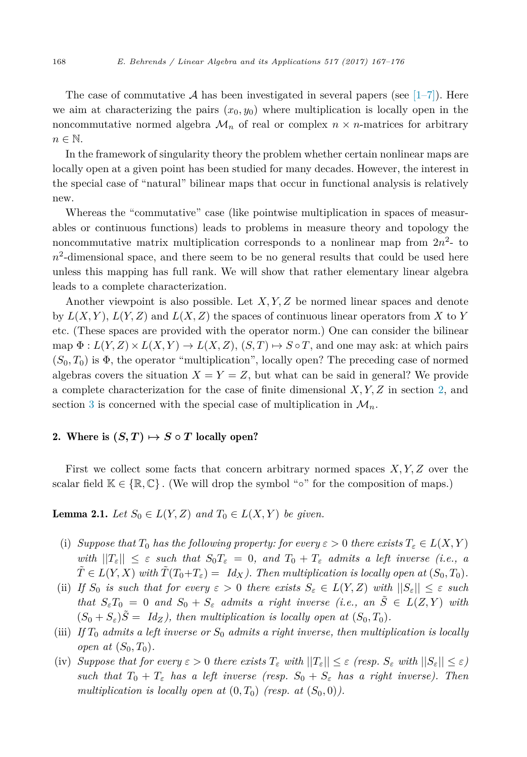The case of commutative $\mathcal{A}$ has been investigated in several papers (see [1–7]). Here we aim at characterizing the pairs $(x_0, y_0)$ where multiplication is locally open in the noncommutative normed algebra $\mathcal{M}_n$ of real or complex $n \times n$-matrices for arbitrary $n \in \mathbb{N}$.

In the framework of singularity theory the problem whether certain nonlinear maps are locally open at a given point has been studied for many decades. However, the interest in the special case of "natural" bilinear maps that occur in functional analysis is relatively new.

Whereas the "commutative" case (like pointwise multiplication in spaces of measurables or continuous functions) leads to problems in measure theory and topology the noncommutative matrix multiplication corresponds to a nonlinear map from $2n^2$- to $n^2$-dimensional space, and there seem to be no general results that could be used here unless this mapping has full rank. We will show that rather elementary linear algebra leads to a complete characterization.

Another viewpoint is also possible. Let $X, Y, Z$ be normed linear spaces and denote by $L(X,Y)$, $L(Y,Z)$ and $L(X,Z)$ the spaces of continuous linear operators from $X$ to $Y$ etc. (These spaces are provided with the operator norm.) One can consider the bilinear map $\Phi : L(Y,Z) \times L(X,Y) \to L(X,Z)$, $(S,T) \mapsto S \circ T$, and one may ask: at which pairs $(S_0, T_0)$ is $\Phi$, the operator "multiplication", locally open? The preceding case of normed algebras covers the situation $X = Y = Z$, but what can be said in general? We provide a complete characterization for the case of finite dimensional $X, Y, Z$ in section 2, and section 3 is concerned with the special case of multiplication in $\mathcal{M}_n$.

## 2. Where is $(S,T) \mapsto S \circ T$ locally open?

First we collect some facts that concern arbitrary normed spaces $X, Y, Z$ over the scalar field $\mathbb{K} \in \{\mathbb{R}, \mathbb{C}\}$. (We will drop the symbol "$\circ$" for the composition of maps.)

**Lemma 2.1.** *Let $S_0 \in L(Y,Z)$ and $T_0 \in L(X,Y)$ be given.*

(i) *Suppose that $T_0$ has the following property: for every $\varepsilon > 0$ there exists $T_\varepsilon \in L(X,Y)$ with $||T_\varepsilon|| \leq \varepsilon$ such that $S_0 T_\varepsilon = 0$, and $T_0 + T_\varepsilon$ admits a left inverse (i.e., a $\tilde{T} \in L(Y,X)$ with $\tilde{T}(T_0 + T_\varepsilon) = Id_X$). Then multiplication is locally open at $(S_0, T_0)$.*

(ii) *If $S_0$ is such that for every $\varepsilon > 0$ there exists $S_\varepsilon \in L(Y,Z)$ with $||S_\varepsilon|| \leq \varepsilon$ such that $S_\varepsilon T_0 = 0$ and $S_0 + S_\varepsilon$ admits a right inverse (i.e., an $\tilde{S} \in L(Z,Y)$ with $(S_0 + S_\varepsilon)\tilde{S} = Id_Z$), then multiplication is locally open at $(S_0, T_0)$.*

(iii) *If $T_0$ admits a left inverse or $S_0$ admits a right inverse, then multiplication is locally open at $(S_0, T_0)$.*

(iv) *Suppose that for every $\varepsilon > 0$ there exists $T_\varepsilon$ with $||T_\varepsilon|| \leq \varepsilon$ (resp. $S_\varepsilon$ with $||S_\varepsilon|| \leq \varepsilon$) such that $T_0 + T_\varepsilon$ has a left inverse (resp. $S_0 + S_\varepsilon$ has a right inverse). Then multiplication is locally open at $(0, T_0)$ (resp. at $(S_0, 0)$).*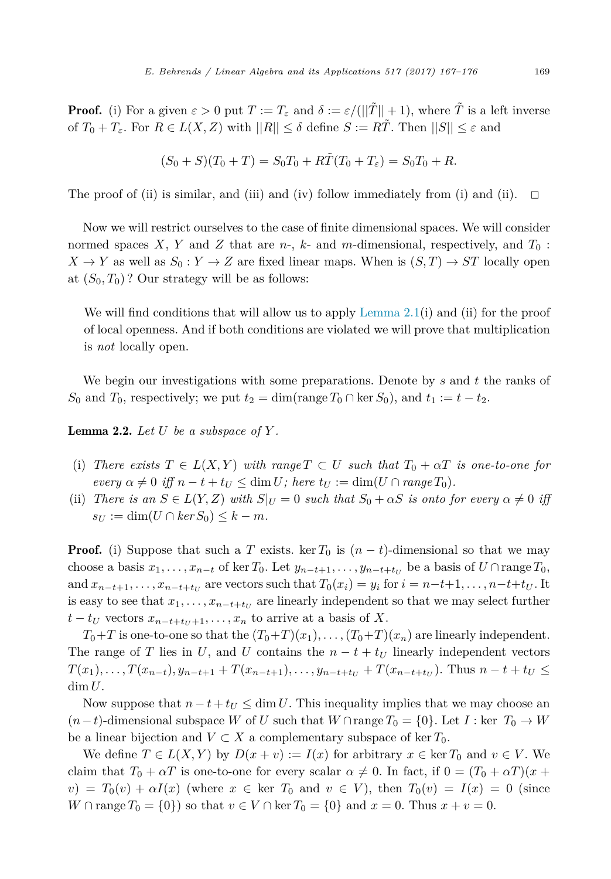**Proof.** (i) For a given $\varepsilon > 0$ put $T := T_\varepsilon$ and $\delta := \varepsilon/(||\tilde{T}|| + 1)$, where $\tilde{T}$ is a left inverse of $T_0 + T_\varepsilon$. For $R \in L(X, Z)$ with $||R|| \leq \delta$ define $S := R\tilde{T}$. Then $||S|| \leq \varepsilon$ and

$$(S_0 + S)(T_0 + T) = S_0 T_0 + R\tilde{T}(T_0 + T_\varepsilon) = S_0 T_0 + R.$$

The proof of (ii) is similar, and (iii) and (iv) follow immediately from (i) and (ii). $\square$

Now we will restrict ourselves to the case of finite dimensional spaces. We will consider normed spaces $X$, $Y$ and $Z$ that are $n$-, $k$- and $m$-dimensional, respectively, and $T_0 : X \to Y$ as well as $S_0 : Y \to Z$ are fixed linear maps. When is $(S, T) \to ST$ locally open at $(S_0, T_0)$ ? Our strategy will be as follows:

> We will find conditions that will allow us to apply Lemma 2.1(i) and (ii) for the proof of local openness. And if both conditions are violated we will prove that multiplication is *not* locally open.

We begin our investigations with some preparations. Denote by $s$ and $t$ the ranks of $S_0$ and $T_0$, respectively; we put $t_2 = \dim(\text{range}\, T_0 \cap \ker S_0)$, and $t_1 := t - t_2$.

**Lemma 2.2.** *Let $U$ be a subspace of $Y$.*

- (i) *There exists $T \in L(X, Y)$ with range $T \subset U$ such that $T_0 + \alpha T$ is one-to-one for every $\alpha \neq 0$ iff $n - t + t_U \leq \dim U$; here $t_U := \dim(U \cap \text{range}\, T_0)$.*
- (ii) *There is an $S \in L(Y, Z)$ with $S|_U = 0$ such that $S_0 + \alpha S$ is onto for every $\alpha \neq 0$ iff $s_U := \dim(U \cap \ker S_0) \leq k - m$.*

**Proof.** (i) Suppose that such a $T$ exists. $\ker T_0$ is $(n - t)$-dimensional so that we may choose a basis $x_1, \ldots, x_{n-t}$ of $\ker T_0$. Let $y_{n-t+1}, \ldots, y_{n-t+t_U}$ be a basis of $U \cap \text{range}\, T_0$, and $x_{n-t+1}, \ldots, x_{n-t+t_U}$ are vectors such that $T_0(x_i) = y_i$ for $i = n-t+1, \ldots, n-t+t_U$. It is easy to see that $x_1, \ldots, x_{n-t+t_U}$ are linearly independent so that we may select further $t - t_U$ vectors $x_{n-t+t_U+1}, \ldots, x_n$ to arrive at a basis of $X$.

$T_0+T$ is one-to-one so that the $(T_0+T)(x_1), \ldots, (T_0+T)(x_n)$ are linearly independent. The range of $T$ lies in $U$, and $U$ contains the $n - t + t_U$ linearly independent vectors $T(x_1), \ldots, T(x_{n-t}), y_{n-t+1} + T(x_{n-t+1}), \ldots, y_{n-t+t_U} + T(x_{n-t+t_U})$. Thus $n - t + t_U \leq \dim U$.

Now suppose that $n - t + t_U \leq \dim U$. This inequality implies that we may choose an $(n-t)$-dimensional subspace $W$ of $U$ such that $W \cap \text{range}\, T_0 = \{0\}$. Let $I : \ker\ T_0 \to W$ be a linear bijection and $V \subset X$ a complementary subspace of $\ker T_0$.

We define $T \in L(X, Y)$ by $D(x + v) := I(x)$ for arbitrary $x \in \ker T_0$ and $v \in V$. We claim that $T_0 + \alpha T$ is one-to-one for every scalar $\alpha \neq 0$. In fact, if $0 = (T_0 + \alpha T)(x + v) = T_0(v) + \alpha I(x)$ (where $x \in \ker\ T_0$ and $v \in V$), then $T_0(v) = I(x) = 0$ (since $W \cap \text{range}\, T_0 = \{0\}$) so that $v \in V \cap \ker T_0 = \{0\}$ and $x = 0$. Thus $x + v = 0$.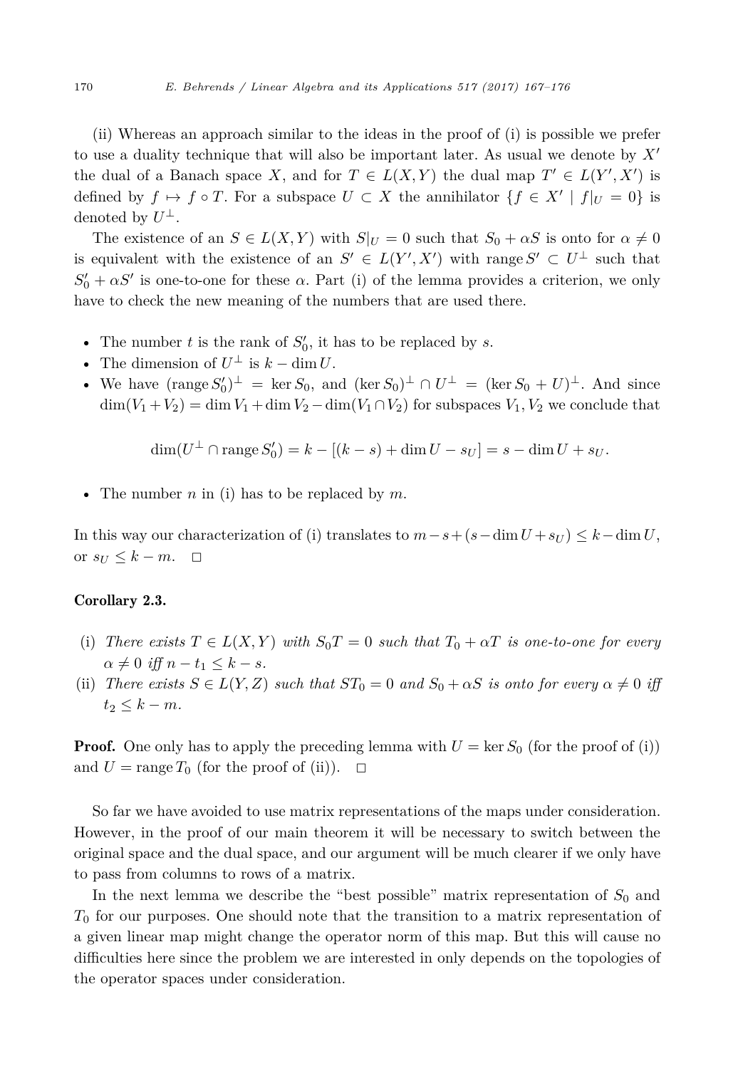(ii) Whereas an approach similar to the ideas in the proof of (i) is possible we prefer to use a duality technique that will also be important later. As usual we denote by $X'$ the dual of a Banach space $X$, and for $T \in L(X,Y)$ the dual map $T' \in L(Y',X')$ is defined by $f \mapsto f \circ T$. For a subspace $U \subset X$ the annihilator $\{f \in X' \mid f|_U = 0\}$ is denoted by $U^\perp$.

The existence of an $S \in L(X,Y)$ with $S|_U = 0$ such that $S_0 + \alpha S$ is onto for $\alpha \neq 0$ is equivalent with the existence of an $S' \in L(Y',X')$ with range $S' \subset U^\perp$ such that $S_0' + \alpha S'$ is one-to-one for these $\alpha$. Part (i) of the lemma provides a criterion, we only have to check the new meaning of the numbers that are used there.

- The number $t$ is the rank of $S_0'$, it has to be replaced by $s$.
- The dimension of $U^\perp$ is $k - \dim U$.
- We have $(\operatorname{range} S_0')^\perp = \ker S_0$, and $(\ker S_0)^\perp \cap U^\perp = (\ker S_0 + U)^\perp$. And since $\dim(V_1 + V_2) = \dim V_1 + \dim V_2 - \dim(V_1 \cap V_2)$ for subspaces $V_1, V_2$ we conclude that

$$\dim(U^\perp \cap \operatorname{range} S_0') = k - [(k-s) + \dim U - s_U] = s - \dim U + s_U.$$

- The number $n$ in (i) has to be replaced by $m$.

In this way our characterization of (i) translates to $m - s + (s - \dim U + s_U) \leq k - \dim U$, or $s_U \leq k - m$. $\square$

**Corollary 2.3.**

(i) *There exists $T \in L(X,Y)$ with $S_0 T = 0$ such that $T_0 + \alpha T$ is one-to-one for every $\alpha \neq 0$ iff $n - t_1 \leq k - s$.*

(ii) *There exists $S \in L(Y,Z)$ such that $ST_0 = 0$ and $S_0 + \alpha S$ is onto for every $\alpha \neq 0$ iff $t_2 \leq k - m$.*

**Proof.** One only has to apply the preceding lemma with $U = \ker S_0$ (for the proof of (i)) and $U = \operatorname{range} T_0$ (for the proof of (ii)). $\square$

So far we have avoided to use matrix representations of the maps under consideration. However, in the proof of our main theorem it will be necessary to switch between the original space and the dual space, and our argument will be much clearer if we only have to pass from columns to rows of a matrix.

In the next lemma we describe the "best possible" matrix representation of $S_0$ and $T_0$ for our purposes. One should note that the transition to a matrix representation of a given linear map might change the operator norm of this map. But this will cause no difficulties here since the problem we are interested in only depends on the topologies of the operator spaces under consideration.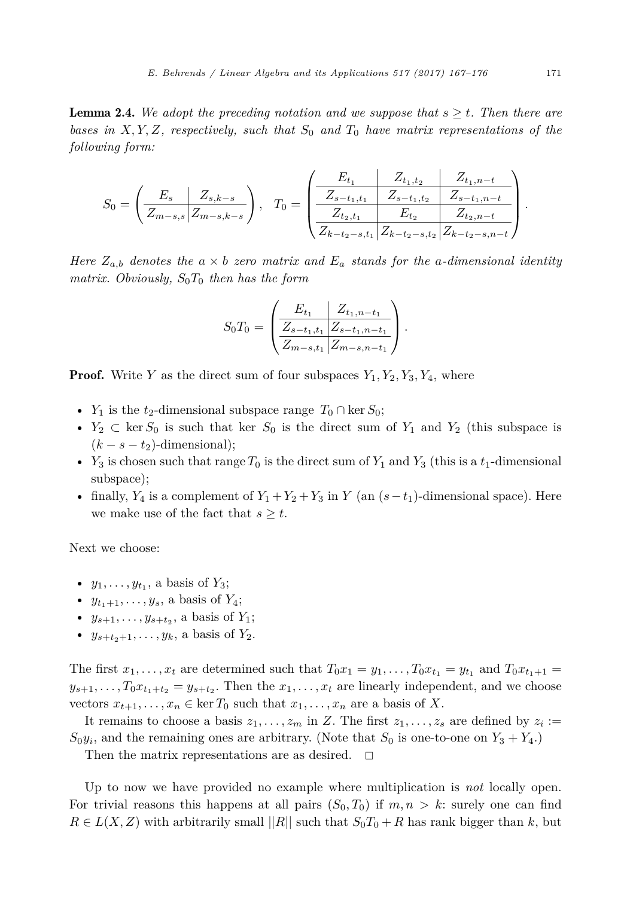**Lemma 2.4.** *We adopt the preceding notation and we suppose that $s \geq t$. Then there are bases in $X, Y, Z$, respectively, such that $S_0$ and $T_0$ have matrix representations of the following form:*

$$
S_0 = \left(\begin{array}{c|c} E_s & Z_{s,k-s} \\ \hline Z_{m-s,s} & Z_{m-s,k-s} \end{array}\right), \quad T_0 = \left(\begin{array}{c|c|c} E_{t_1} & Z_{t_1,t_2} & Z_{t_1,n-t} \\ \hline Z_{s-t_1,t_1} & Z_{s-t_1,t_2} & Z_{s-t_1,n-t} \\ \hline Z_{t_2,t_1} & E_{t_2} & Z_{t_2,n-t} \\ \hline Z_{k-t_2-s,t_1} & Z_{k-t_2-s,t_2} & Z_{k-t_2-s,n-t} \end{array}\right).
$$

*Here $Z_{a,b}$ denotes the $a \times b$ zero matrix and $E_a$ stands for the $a$-dimensional identity matrix. Obviously, $S_0T_0$ then has the form*

$$
S_0T_0 = \left(\begin{array}{c|c} E_{t_1} & Z_{t_1,n-t_1} \\ \hline Z_{s-t_1,t_1} & Z_{s-t_1,n-t_1} \\ \hline Z_{m-s,t_1} & Z_{m-s,n-t_1} \end{array}\right).
$$

**Proof.** Write $Y$ as the direct sum of four subspaces $Y_1, Y_2, Y_3, Y_4$, where

- $Y_1$ is the $t_2$-dimensional subspace range $T_0 \cap \ker S_0$;
- $Y_2 \subset \ker S_0$ is such that ker $S_0$ is the direct sum of $Y_1$ and $Y_2$ (this subspace is $(k - s - t_2)$-dimensional);
- $Y_3$ is chosen such that range $T_0$ is the direct sum of $Y_1$ and $Y_3$ (this is a $t_1$-dimensional subspace);
- finally, $Y_4$ is a complement of $Y_1 + Y_2 + Y_3$ in $Y$ (an $(s - t_1)$-dimensional space). Here we make use of the fact that $s \geq t$.

Next we choose:

- $y_1, \ldots, y_{t_1}$, a basis of $Y_3$;
- $y_{t_1+1}, \ldots, y_s$, a basis of $Y_4$;
- $y_{s+1}, \ldots, y_{s+t_2}$, a basis of $Y_1$;
- $y_{s+t_2+1}, \ldots, y_k$, a basis of $Y_2$.

The first $x_1, \ldots, x_t$ are determined such that $T_0x_1 = y_1, \ldots, T_0x_{t_1} = y_{t_1}$ and $T_0x_{t_1+1} = y_{s+1}, \ldots, T_0x_{t_1+t_2} = y_{s+t_2}$. Then the $x_1, \ldots, x_t$ are linearly independent, and we choose vectors $x_{t+1}, \ldots, x_n \in \ker T_0$ such that $x_1, \ldots, x_n$ are a basis of $X$.

It remains to choose a basis $z_1, \ldots, z_m$ in $Z$. The first $z_1, \ldots, z_s$ are defined by $z_i := S_0y_i$, and the remaining ones are arbitrary. (Note that $S_0$ is one-to-one on $Y_3 + Y_4$.)

Then the matrix representations are as desired. $\square$

Up to now we have provided no example where multiplication is *not* locally open. For trivial reasons this happens at all pairs $(S_0, T_0)$ if $m, n > k$: surely one can find $R \in L(X, Z)$ with arbitrarily small $||R||$ such that $S_0T_0 + R$ has rank bigger than $k$, but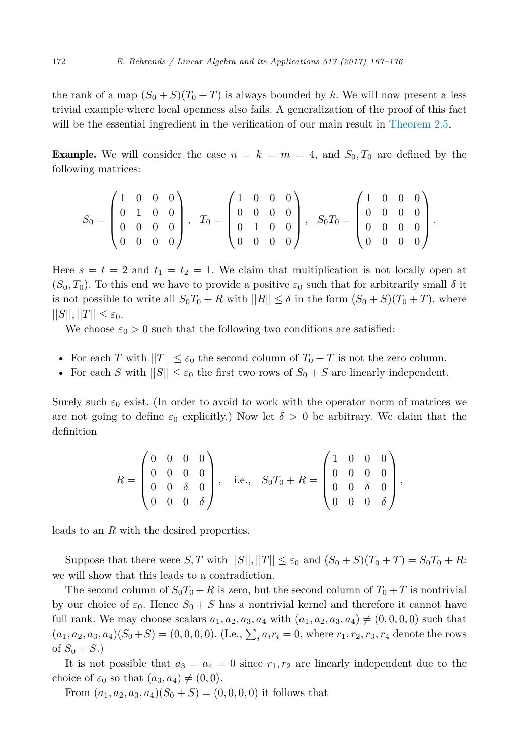the rank of a map $(S_0 + S)(T_0 + T)$ is always bounded by $k$. We will now present a less trivial example where local openness also fails. A generalization of the proof of this fact will be the essential ingredient in the verification of our main result in Theorem 2.5.

**Example.** We will consider the case $n = k = m = 4$, and $S_0, T_0$ are defined by the following matrices:

$$S_0 = \begin{pmatrix} 1 & 0 & 0 & 0 \\ 0 & 1 & 0 & 0 \\ 0 & 0 & 0 & 0 \\ 0 & 0 & 0 & 0 \end{pmatrix}, \quad T_0 = \begin{pmatrix} 1 & 0 & 0 & 0 \\ 0 & 0 & 0 & 0 \\ 0 & 1 & 0 & 0 \\ 0 & 0 & 0 & 0 \end{pmatrix}, \quad S_0T_0 = \begin{pmatrix} 1 & 0 & 0 & 0 \\ 0 & 0 & 0 & 0 \\ 0 & 0 & 0 & 0 \\ 0 & 0 & 0 & 0 \end{pmatrix}.$$

Here $s = t = 2$ and $t_1 = t_2 = 1$. We claim that multiplication is not locally open at $(S_0, T_0)$. To this end we have to provide a positive $\varepsilon_0$ such that for arbitrarily small $\delta$ it is not possible to write all $S_0T_0 + R$ with $||R|| \leq \delta$ in the form $(S_0 + S)(T_0 + T)$, where $||S||, ||T|| \leq \varepsilon_0$.

We choose $\varepsilon_0 > 0$ such that the following two conditions are satisfied:

- For each $T$ with $||T|| \leq \varepsilon_0$ the second column of $T_0 + T$ is not the zero column.
- For each $S$ with $||S|| \leq \varepsilon_0$ the first two rows of $S_0 + S$ are linearly independent.

Surely such $\varepsilon_0$ exist. (In order to avoid to work with the operator norm of matrices we are not going to define $\varepsilon_0$ explicitly.) Now let $\delta > 0$ be arbitrary. We claim that the definition

$$R = \begin{pmatrix} 0 & 0 & 0 & 0 \\ 0 & 0 & 0 & 0 \\ 0 & 0 & \delta & 0 \\ 0 & 0 & 0 & \delta \end{pmatrix}, \quad \text{i.e.,} \quad S_0T_0 + R = \begin{pmatrix} 1 & 0 & 0 & 0 \\ 0 & 0 & 0 & 0 \\ 0 & 0 & \delta & 0 \\ 0 & 0 & 0 & \delta \end{pmatrix},$$

leads to an $R$ with the desired properties.

Suppose that there were $S, T$ with $||S||, ||T|| \leq \varepsilon_0$ and $(S_0 + S)(T_0 + T) = S_0T_0 + R$: we will show that this leads to a contradiction.

The second column of $S_0T_0 + R$ is zero, but the second column of $T_0 + T$ is nontrivial by our choice of $\varepsilon_0$. Hence $S_0 + S$ has a nontrivial kernel and therefore it cannot have full rank. We may choose scalars $a_1, a_2, a_3, a_4$ with $(a_1, a_2, a_3, a_4) \neq (0, 0, 0, 0)$ such that $(a_1, a_2, a_3, a_4)(S_0 + S) = (0, 0, 0, 0)$. (I.e., $\sum_i a_i r_i = 0$, where $r_1, r_2, r_3, r_4$ denote the rows of $S_0 + S$.)

It is not possible that $a_3 = a_4 = 0$ since $r_1, r_2$ are linearly independent due to the choice of $\varepsilon_0$ so that $(a_3, a_4) \neq (0, 0)$.

From $(a_1, a_2, a_3, a_4)(S_0 + S) = (0, 0, 0, 0)$ it follows that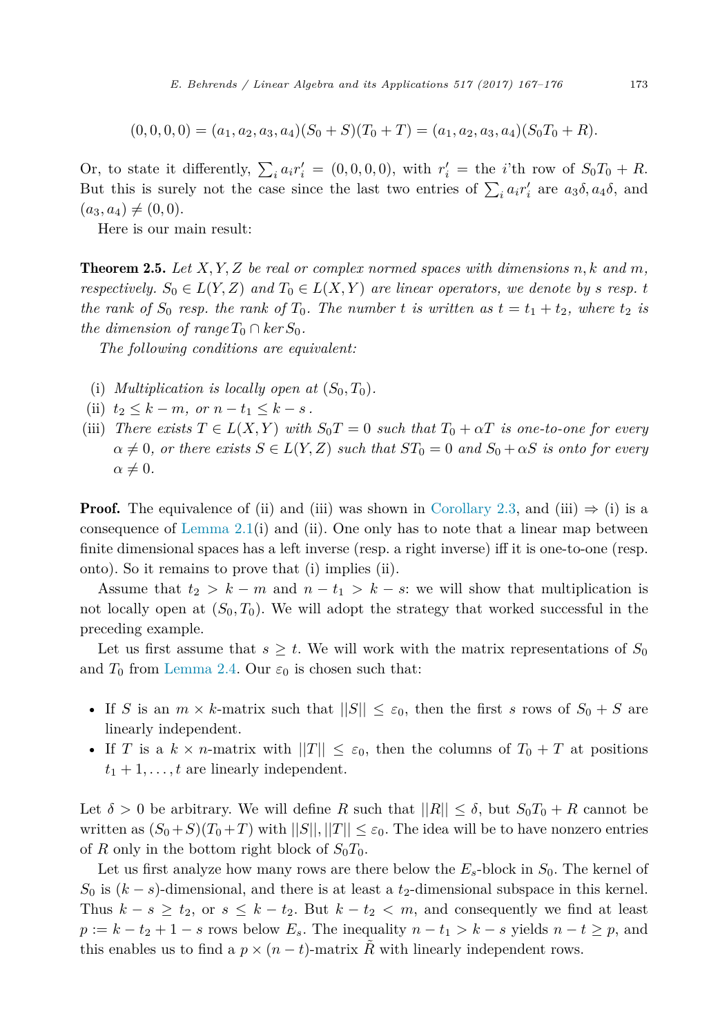$$(0,0,0,0) = (a_1,a_2,a_3,a_4)(S_0+S)(T_0+T) = (a_1,a_2,a_3,a_4)(S_0T_0+R).$$

Or, to state it differently, $\sum_i a_i r_i' = (0,0,0,0)$, with $r_i'$ = the $i$'th row of $S_0T_0 + R$. But this is surely not the case since the last two entries of $\sum_i a_i r_i'$ are $a_3\delta, a_4\delta$, and $(a_3, a_4) \neq (0,0)$.

Here is our main result:

**Theorem 2.5.** *Let $X, Y, Z$ be real or complex normed spaces with dimensions $n, k$ and $m$, respectively. $S_0 \in L(Y,Z)$ and $T_0 \in L(X,Y)$ are linear operators, we denote by $s$ resp. $t$ the rank of $S_0$ resp. the rank of $T_0$. The number $t$ is written as $t = t_1 + t_2$, where $t_2$ is the dimension of $\operatorname{range} T_0 \cap \ker S_0$.*

*The following conditions are equivalent:*

- (i) *Multiplication is locally open at $(S_0, T_0)$.*
- (ii) *$t_2 \leq k - m$, or $n - t_1 \leq k - s$ .*
- (iii) *There exists $T \in L(X,Y)$ with $S_0 T = 0$ such that $T_0 + \alpha T$ is one-to-one for every $\alpha \neq 0$, or there exists $S \in L(Y,Z)$ such that $ST_0 = 0$ and $S_0 + \alpha S$ is onto for every $\alpha \neq 0$.*

**Proof.** The equivalence of (ii) and (iii) was shown in Corollary 2.3, and (iii) $\Rightarrow$ (i) is a consequence of Lemma 2.1(i) and (ii). One only has to note that a linear map between finite dimensional spaces has a left inverse (resp. a right inverse) iff it is one-to-one (resp. onto). So it remains to prove that (i) implies (ii).

Assume that $t_2 > k - m$ and $n - t_1 > k - s$: we will show that multiplication is not locally open at $(S_0, T_0)$. We will adopt the strategy that worked successful in the preceding example.

Let us first assume that $s \geq t$. We will work with the matrix representations of $S_0$ and $T_0$ from Lemma 2.4. Our $\varepsilon_0$ is chosen such that:

- If $S$ is an $m \times k$-matrix such that $||S|| \leq \varepsilon_0$, then the first $s$ rows of $S_0 + S$ are linearly independent.
- If $T$ is a $k \times n$-matrix with $||T|| \leq \varepsilon_0$, then the columns of $T_0 + T$ at positions $t_1 + 1, \ldots, t$ are linearly independent.

Let $\delta > 0$ be arbitrary. We will define $R$ such that $||R|| \leq \delta$, but $S_0T_0 + R$ cannot be written as $(S_0+S)(T_0+T)$ with $||S||, ||T|| \leq \varepsilon_0$. The idea will be to have nonzero entries of $R$ only in the bottom right block of $S_0T_0$.

Let us first analyze how many rows are there below the $E_s$-block in $S_0$. The kernel of $S_0$ is $(k-s)$-dimensional, and there is at least a $t_2$-dimensional subspace in this kernel. Thus $k - s \geq t_2$, or $s \leq k - t_2$. But $k - t_2 < m$, and consequently we find at least $p := k - t_2 + 1 - s$ rows below $E_s$. The inequality $n - t_1 > k - s$ yields $n - t \geq p$, and this enables us to find a $p \times (n-t)$-matrix $\tilde{R}$ with linearly independent rows.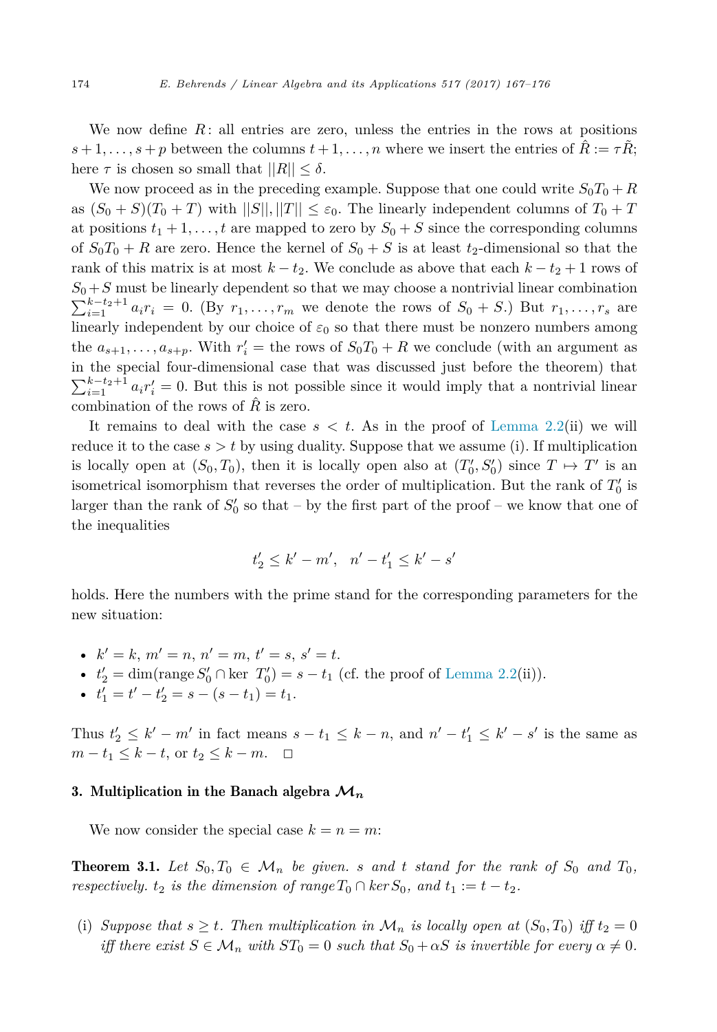We now define $R$: all entries are zero, unless the entries in the rows at positions $s+1,\ldots,s+p$ between the columns $t+1,\ldots,n$ where we insert the entries of $\hat{R} := \tau\tilde{R}$; here $\tau$ is chosen so small that $||R|| \le \delta$.

We now proceed as in the preceding example. Suppose that one could write $S_0T_0 + R$ as $(S_0 + S)(T_0 + T)$ with $||S||, ||T|| \le \varepsilon_0$. The linearly independent columns of $T_0 + T$ at positions $t_1+1,\ldots,t$ are mapped to zero by $S_0 + S$ since the corresponding columns of $S_0T_0 + R$ are zero. Hence the kernel of $S_0 + S$ is at least $t_2$-dimensional so that the rank of this matrix is at most $k - t_2$. We conclude as above that each $k - t_2 + 1$ rows of $S_0 + S$ must be linearly dependent so that we may choose a nontrivial linear combination $\sum_{i=1}^{k-t_2+1} a_i r_i = 0$. (By $r_1,\ldots,r_m$ we denote the rows of $S_0 + S$.) But $r_1,\ldots,r_s$ are linearly independent by our choice of $\varepsilon_0$ so that there must be nonzero numbers among the $a_{s+1},\ldots,a_{s+p}$. With $r_i'$ = the rows of $S_0T_0 + R$ we conclude (with an argument as in the special four-dimensional case that was discussed just before the theorem) that $\sum_{i=1}^{k-t_2+1} a_i r_i' = 0$. But this is not possible since it would imply that a nontrivial linear combination of the rows of $\hat{R}$ is zero.

It remains to deal with the case $s < t$. As in the proof of Lemma 2.2(ii) we will reduce it to the case $s > t$ by using duality. Suppose that we assume (i). If multiplication is locally open at $(S_0, T_0)$, then it is locally open also at $(T_0', S_0')$ since $T \mapsto T'$ is an isometrical isomorphism that reverses the order of multiplication. But the rank of $T_0'$ is larger than the rank of $S_0'$ so that – by the first part of the proof – we know that one of the inequalities

$$t_2' \le k' - m', \quad n' - t_1' \le k' - s'$$

holds. Here the numbers with the prime stand for the corresponding parameters for the new situation:

- $k' = k$, $m' = n$, $n' = m$, $t' = s$, $s' = t$.
- $t_2' = \dim(\text{range}\, S_0' \cap \ker\, T_0') = s - t_1$ (cf. the proof of Lemma 2.2(ii)).
- $t_1' = t' - t_2' = s - (s - t_1) = t_1$.

Thus $t_2' \le k' - m'$ in fact means $s - t_1 \le k - n$, and $n' - t_1' \le k' - s'$ is the same as $m - t_1 \le k - t$, or $t_2 \le k - m$. $\square$

## 3. Multiplication in the Banach algebra $\mathcal{M}_n$

We now consider the special case $k = n = m$:

**Theorem 3.1.** *Let $S_0, T_0 \in \mathcal{M}_n$ be given. $s$ and $t$ stand for the rank of $S_0$ and $T_0$, respectively. $t_2$ is the dimension of range $T_0 \cap \ker S_0$, and $t_1 := t - t_2$.*

(i) *Suppose that $s \ge t$. Then multiplication in $\mathcal{M}_n$ is locally open at $(S_0, T_0)$ iff $t_2 = 0$ iff there exist $S \in \mathcal{M}_n$ with $ST_0 = 0$ such that $S_0 + \alpha S$ is invertible for every $\alpha \ne 0$.*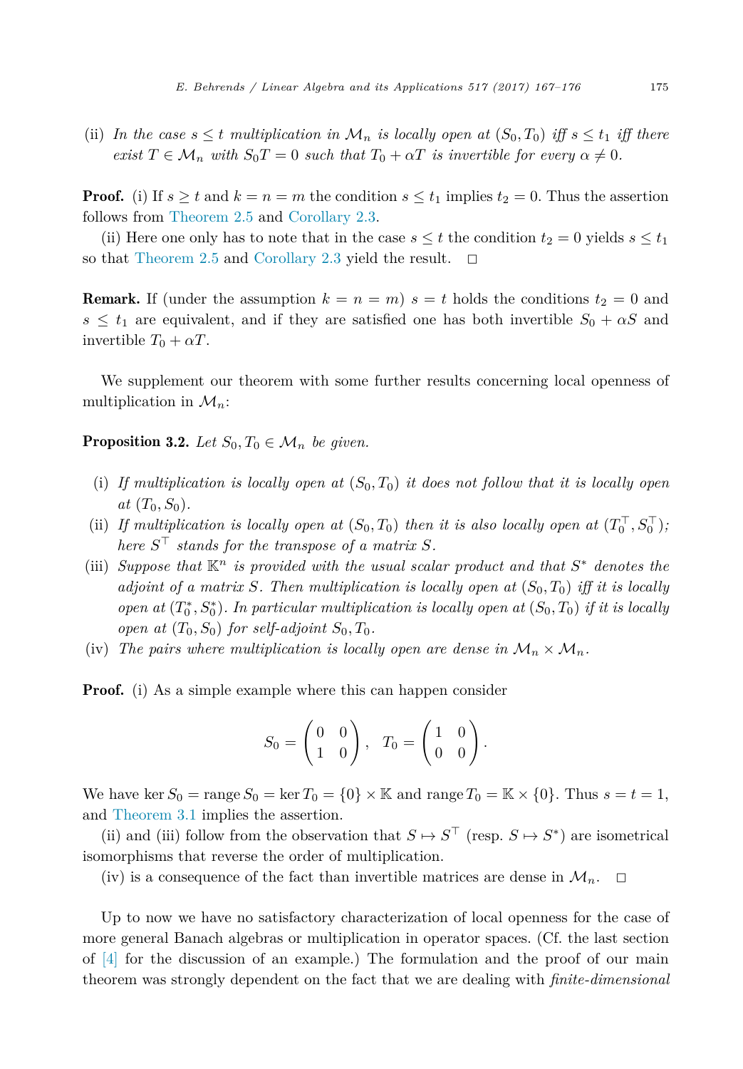(ii) *In the case $s \leq t$ multiplication in $\mathcal{M}_n$ is locally open at $(S_0, T_0)$ iff $s \leq t_1$ iff there exist $T \in \mathcal{M}_n$ with $S_0 T = 0$ such that $T_0 + \alpha T$ is invertible for every $\alpha \neq 0$.*

**Proof.** (i) If $s \geq t$ and $k = n = m$ the condition $s \leq t_1$ implies $t_2 = 0$. Thus the assertion follows from Theorem 2.5 and Corollary 2.3.

(ii) Here one only has to note that in the case $s \leq t$ the condition $t_2 = 0$ yields $s \leq t_1$ so that Theorem 2.5 and Corollary 2.3 yield the result. □

**Remark.** If (under the assumption $k = n = m$) $s = t$ holds the conditions $t_2 = 0$ and $s \leq t_1$ are equivalent, and if they are satisfied one has both invertible $S_0 + \alpha S$ and invertible $T_0 + \alpha T$.

We supplement our theorem with some further results concerning local openness of multiplication in $\mathcal{M}_n$:

**Proposition 3.2.** *Let $S_0, T_0 \in \mathcal{M}_n$ be given.*

(i) *If multiplication is locally open at $(S_0, T_0)$ it does not follow that it is locally open at $(T_0, S_0)$.*
(ii) *If multiplication is locally open at $(S_0, T_0)$ then it is also locally open at $(T_0^\top, S_0^\top)$; here $S^\top$ stands for the transpose of a matrix $S$.*
(iii) *Suppose that $\mathbb{K}^n$ is provided with the usual scalar product and that $S^*$ denotes the adjoint of a matrix $S$. Then multiplication is locally open at $(S_0, T_0)$ iff it is locally open at $(T_0^*, S_0^*)$. In particular multiplication is locally open at $(S_0, T_0)$ if it is locally open at $(T_0, S_0)$ for self-adjoint $S_0, T_0$.*
(iv) *The pairs where multiplication is locally open are dense in $\mathcal{M}_n \times \mathcal{M}_n$.*

**Proof.** (i) As a simple example where this can happen consider

$$S_0 = \begin{pmatrix} 0 & 0 \\ 1 & 0 \end{pmatrix}, \quad T_0 = \begin{pmatrix} 1 & 0 \\ 0 & 0 \end{pmatrix}.$$

We have $\ker S_0 = \operatorname{range} S_0 = \ker T_0 = \{0\} \times \mathbb{K}$ and $\operatorname{range} T_0 = \mathbb{K} \times \{0\}$. Thus $s = t = 1$, and Theorem 3.1 implies the assertion.

(ii) and (iii) follow from the observation that $S \mapsto S^\top$ (resp. $S \mapsto S^*$) are isometrical isomorphisms that reverse the order of multiplication.

(iv) is a consequence of the fact than invertible matrices are dense in $\mathcal{M}_n$. □

Up to now we have no satisfactory characterization of local openness for the case of more general Banach algebras or multiplication in operator spaces. (Cf. the last section of [4] for the discussion of an example.) The formulation and the proof of our main theorem was strongly dependent on the fact that we are dealing with *finite-dimensional*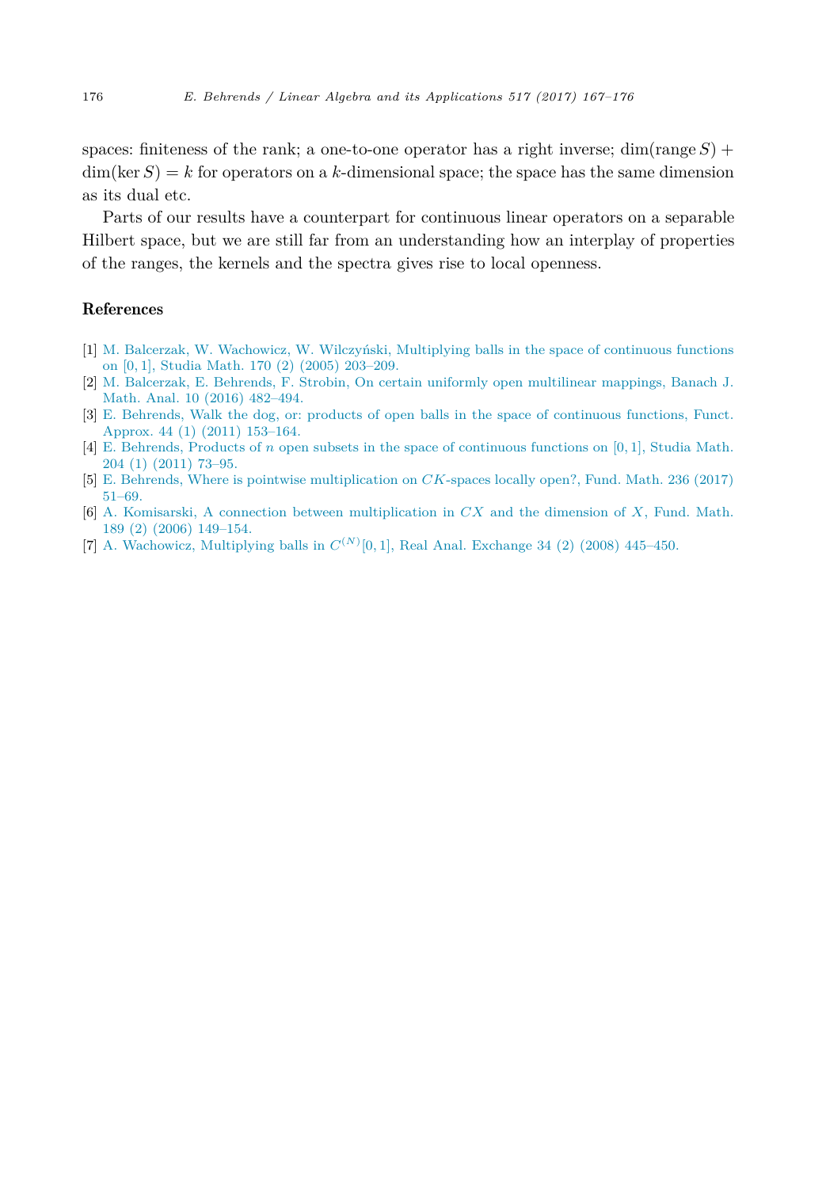spaces: finiteness of the rank; a one-to-one operator has a right inverse; $\dim(\operatorname{range} S) + \dim(\ker S) = k$ for operators on a $k$-dimensional space; the space has the same dimension as its dual etc.

Parts of our results have a counterpart for continuous linear operators on a separable Hilbert space, but we are still far from an understanding how an interplay of properties of the ranges, the kernels and the spectra gives rise to local openness.

## References

[1] M. Balcerzak, W. Wachowicz, W. Wilczyński, Multiplying balls in the space of continuous functions on $[0, 1]$, Studia Math. 170 (2) (2005) 203–209.

[2] M. Balcerzak, E. Behrends, F. Strobin, On certain uniformly open multilinear mappings, Banach J. Math. Anal. 10 (2016) 482–494.

[3] E. Behrends, Walk the dog, or: products of open balls in the space of continuous functions, Funct. Approx. 44 (1) (2011) 153–164.

[4] E. Behrends, Products of $n$ open subsets in the space of continuous functions on $[0, 1]$, Studia Math. 204 (1) (2011) 73–95.

[5] E. Behrends, Where is pointwise multiplication on $CK$-spaces locally open?, Fund. Math. 236 (2017) 51–69.

[6] A. Komisarski, A connection between multiplication in $CX$ and the dimension of $X$, Fund. Math. 189 (2) (2006) 149–154.

[7] A. Wachowicz, Multiplying balls in $C^{(N)}[0, 1]$, Real Anal. Exchange 34 (2) (2008) 445–450.